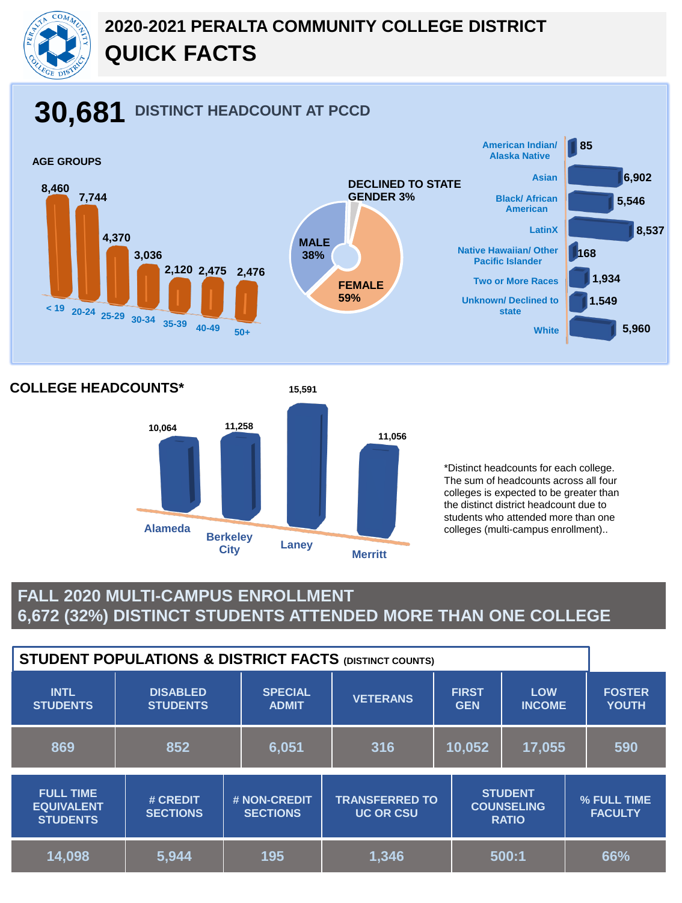# 2020-2021 PERALTA COMMUNITY COLLEGE DISTRICT
# QUICK FACTS

## 30,681 DISTINCT HEADCOUNT AT PCCD

### AGE GROUPS

| Age Group | Headcount |
|---|---|
| < 19 | 8,460 |
| 20-24 | 7,744 |
| 25-29 | 4,370 |
| 30-34 | 3,036 |
| 35-39 | 2,120 |
| 40-49 | 2,475 |
| 50+ | 2,476 |

### GENDER

| Gender | Percent |
|---|---|
| FEMALE | 59% |
| MALE | 38% |
| DECLINED TO STATE GENDER | 3% |

### ETHNICITY

| Ethnicity | Headcount |
|---|---|
| American Indian/ Alaska Native | 85 |
| Asian | 6,902 |
| Black/ African American | 5,546 |
| LatinX | 8,537 |
| Native Hawaiian/ Other Pacific Islander | 168 |
| Two or More Races | 1,934 |
| Unknown/ Declined to state | 1,549 |
| White | 5,960 |

## COLLEGE HEADCOUNTS*

| College | Headcount |
|---|---|
| Alameda | 10,064 |
| Berkeley City | 11,258 |
| Laney | 15,591 |
| Merritt | 11,056 |

*Distinct headcounts for each college. The sum of headcounts across all four colleges is expected to be greater than the distinct district headcount due to students who attended more than one colleges (multi-campus enrollment)..

## FALL 2020 MULTI-CAMPUS ENROLLMENT
## 6,672 (32%) DISTINCT STUDENTS ATTENDED MORE THAN ONE COLLEGE

## STUDENT POPULATIONS & DISTRICT FACTS (DISTINCT COUNTS)

| INTL STUDENTS | DISABLED STUDENTS | SPECIAL ADMIT | VETERANS | FIRST GEN | LOW INCOME | FOSTER YOUTH |
|---|---|---|---|---|---|---|
| 869 | 852 | 6,051 | 316 | 10,052 | 17,055 | 590 |

| FULL TIME EQUIVALENT STUDENTS | # CREDIT SECTIONS | # NON-CREDIT SECTIONS | TRANSFERRED TO UC OR CSU | STUDENT COUNSELING RATIO | % FULL TIME FACULTY |
|---|---|---|---|---|---|
| 14,098 | 5,944 | 195 | 1,346 | 500:1 | 66% |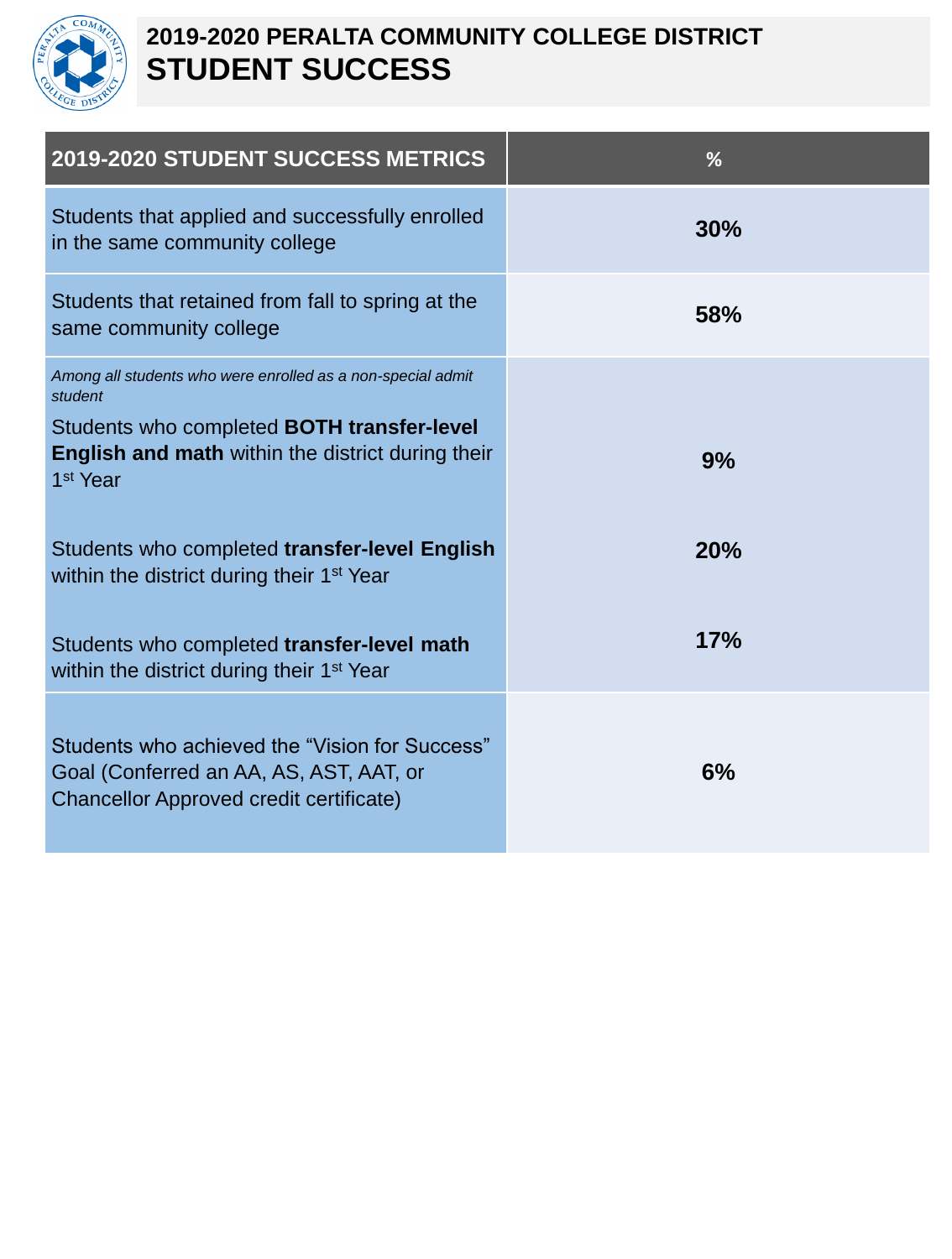# 2019-2020 PERALTA COMMUNITY COLLEGE DISTRICT
## STUDENT SUCCESS

| 2019-2020 STUDENT SUCCESS METRICS | % |
|---|---|
| Students that applied and successfully enrolled in the same community college | **30%** |
| Students that retained from fall to spring at the same community college | **58%** |
| *Among all students who were enrolled as a non-special admit student* | |
| Students who completed **BOTH transfer-level English and math** within the district during their 1st Year | **9%** |
| Students who completed **transfer-level English** within the district during their 1st Year | **20%** |
| Students who completed **transfer-level math** within the district during their 1st Year | **17%** |
| Students who achieved the "Vision for Success" Goal (Conferred an AA, AS, AST, AAT, or Chancellor Approved credit certificate) | **6%** |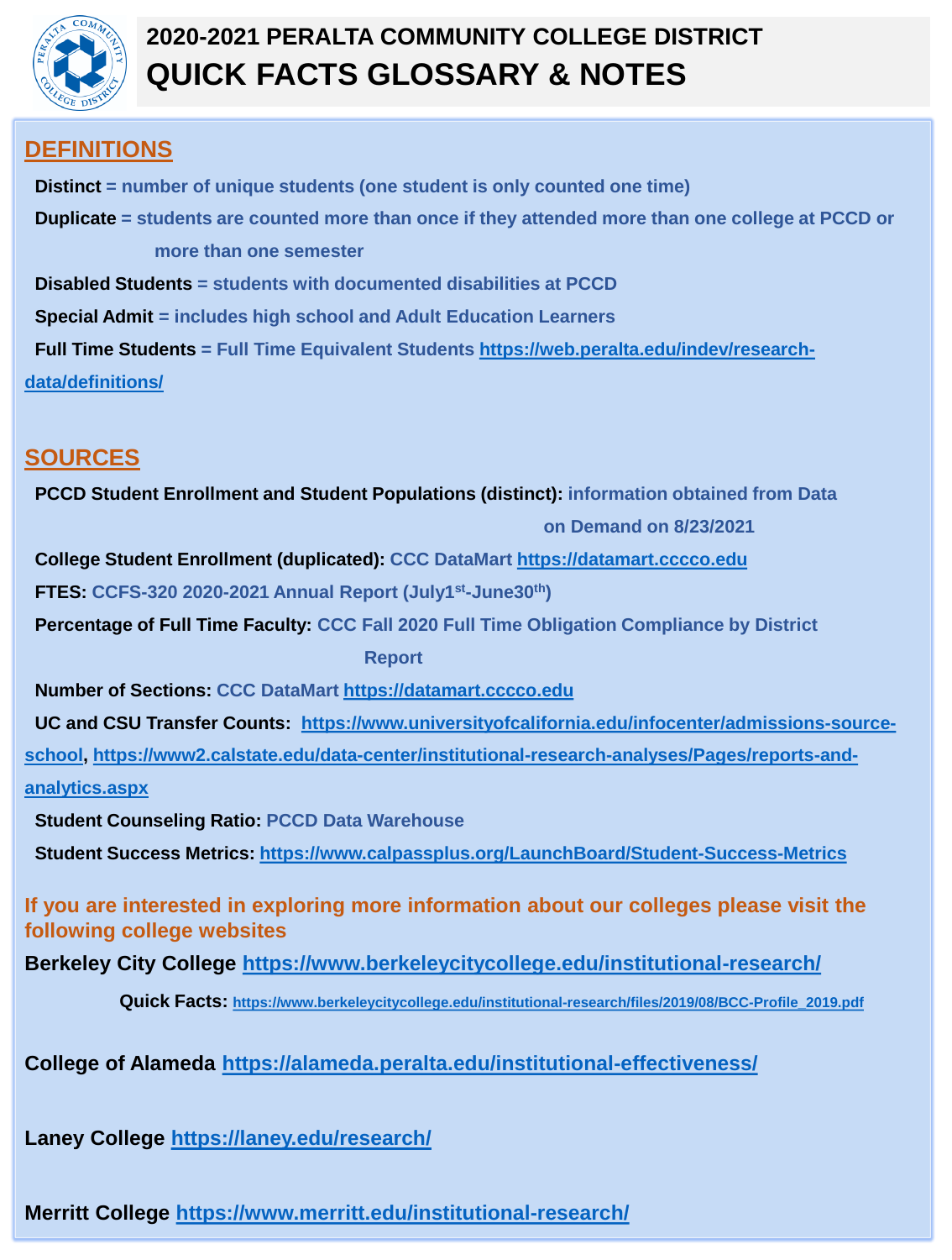# 2020-2021 PERALTA COMMUNITY COLLEGE DISTRICT
# QUICK FACTS GLOSSARY & NOTES

## DEFINITIONS

**Distinct** = number of unique students (one student is only counted one time)

**Duplicate** = students are counted more than once if they attended more than one college at PCCD or more than one semester

**Disabled Students** = students with documented disabilities at PCCD

**Special Admit** = includes high school and Adult Education Learners

**Full Time Students** = Full Time Equivalent Students https://web.peralta.edu/indev/research-data/definitions/

## SOURCES

**PCCD Student Enrollment and Student Populations (distinct):** information obtained from Data on Demand on 8/23/2021

**College Student Enrollment (duplicated):** CCC DataMart https://datamart.cccco.edu

**FTES:** CCFS-320 2020-2021 Annual Report (July1st-June30th)

**Percentage of Full Time Faculty:** CCC Fall 2020 Full Time Obligation Compliance by District Report

**Number of Sections:** CCC DataMart https://datamart.cccco.edu

**UC and CSU Transfer Counts:** https://www.universityofcalifornia.edu/infocenter/admissions-source-school, https://www2.calstate.edu/data-center/institutional-research-analyses/Pages/reports-and-analytics.aspx

**Student Counseling Ratio:** PCCD Data Warehouse

**Student Success Metrics:** https://www.calpassplus.org/LaunchBoard/Student-Success-Metrics

**If you are interested in exploring more information about our colleges please visit the following college websites**

**Berkeley City College** https://www.berkeleycitycollege.edu/institutional-research/

**Quick Facts:** https://www.berkeleycitycollege.edu/institutional-research/files/2019/08/BCC-Profile_2019.pdf

**College of Alameda** https://alameda.peralta.edu/institutional-effectiveness/

**Laney College** https://laney.edu/research/

**Merritt College** https://www.merritt.edu/institutional-research/